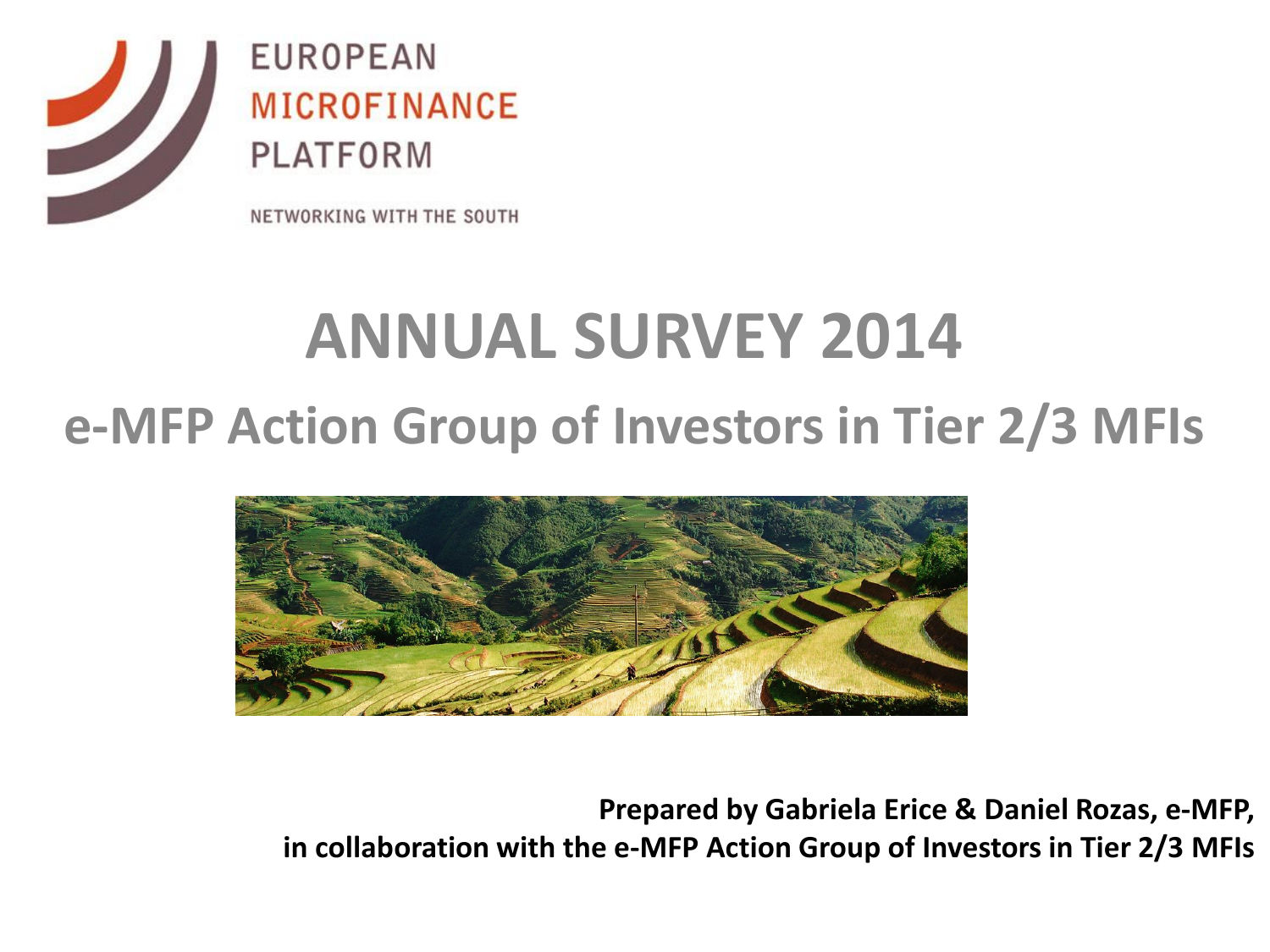EUROPEAN
MICROFINANCE
PLATFORM

NETWORKING WITH THE SOUTH

# ANNUAL SURVEY 2014

## e-MFP Action Group of Investors in Tier 2/3 MFIs

**Prepared by Gabriela Erice & Daniel Rozas, e-MFP,**
**in collaboration with the e-MFP Action Group of Investors in Tier 2/3 MFIs**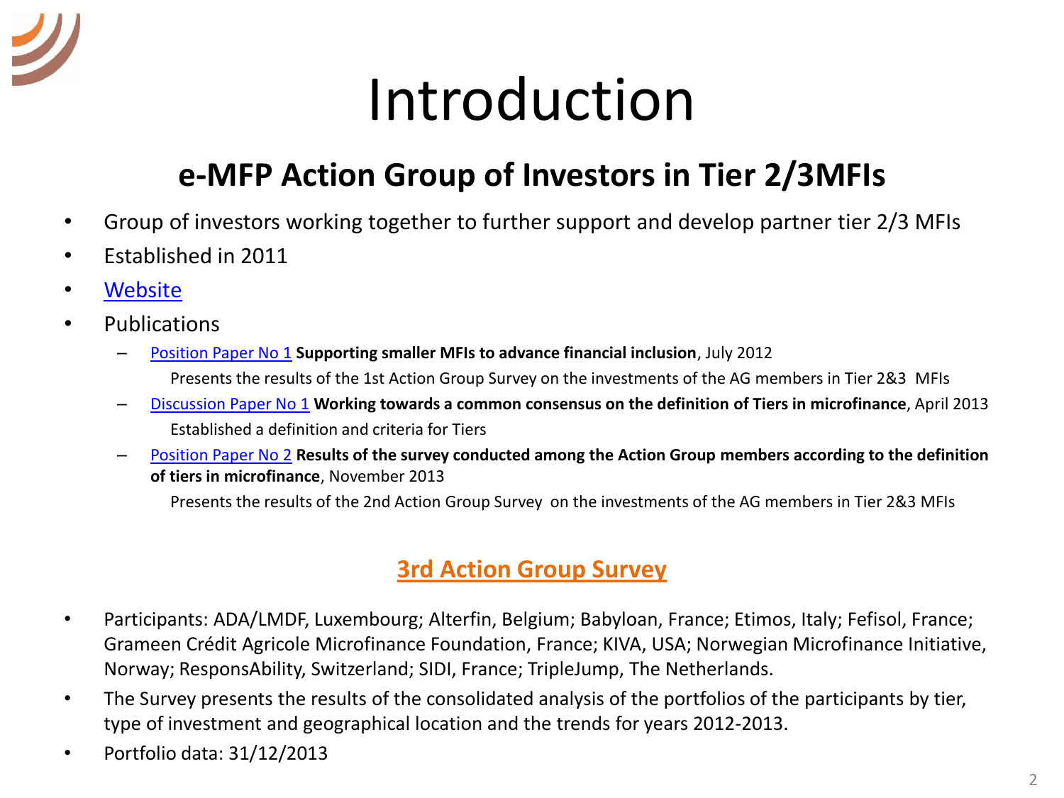# Introduction

## e-MFP Action Group of Investors in Tier 2/3MFIs

- Group of investors working together to further support and develop partner tier 2/3 MFIs
- Established in 2011
- Website
- Publications
  - Position Paper No 1 **Supporting smaller MFIs to advance financial inclusion**, July 2012
    Presents the results of the 1st Action Group Survey on the investments of the AG members in Tier 2&3 MFIs
  - Discussion Paper No 1 **Working towards a common consensus on the definition of Tiers in microfinance**, April 2013
    Established a definition and criteria for Tiers
  - Position Paper No 2 **Results of the survey conducted among the Action Group members according to the definition of tiers in microfinance**, November 2013
    Presents the results of the 2nd Action Group Survey on the investments of the AG members in Tier 2&3 MFIs

### 3rd Action Group Survey

- Participants: ADA/LMDF, Luxembourg; Alterfin, Belgium; Babyloan, France; Etimos, Italy; Fefisol, France; Grameen Crédit Agricole Microfinance Foundation, France; KIVA, USA; Norwegian Microfinance Initiative, Norway; ResponsAbility, Switzerland; SIDI, France; TripleJump, The Netherlands.
- The Survey presents the results of the consolidated analysis of the portfolios of the participants by tier, type of investment and geographical location and the trends for years 2012-2013.
- Portfolio data: 31/12/2013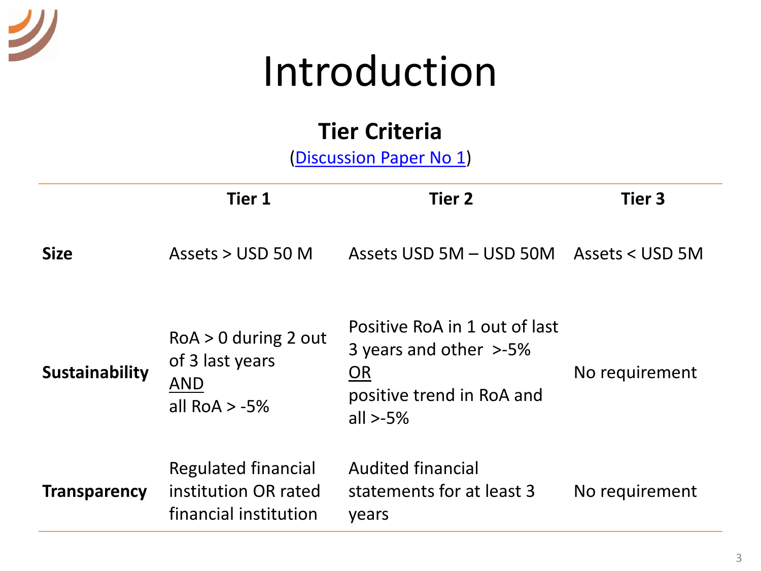# Introduction

## Tier Criteria

([Discussion Paper No 1](Discussion Paper No 1))

| | Tier 1 | Tier 2 | Tier 3 |
|---|---|---|---|
| **Size** | Assets > USD 50 M | Assets USD 5M – USD 50M | Assets < USD 5M |
| **Sustainability** | RoA > 0 during 2 out of 3 last years AND all RoA > -5% | Positive RoA in 1 out of last 3 years and other >-5% OR positive trend in RoA and all >-5% | No requirement |
| **Transparency** | Regulated financial institution OR rated financial institution | Audited financial statements for at least 3 years | No requirement |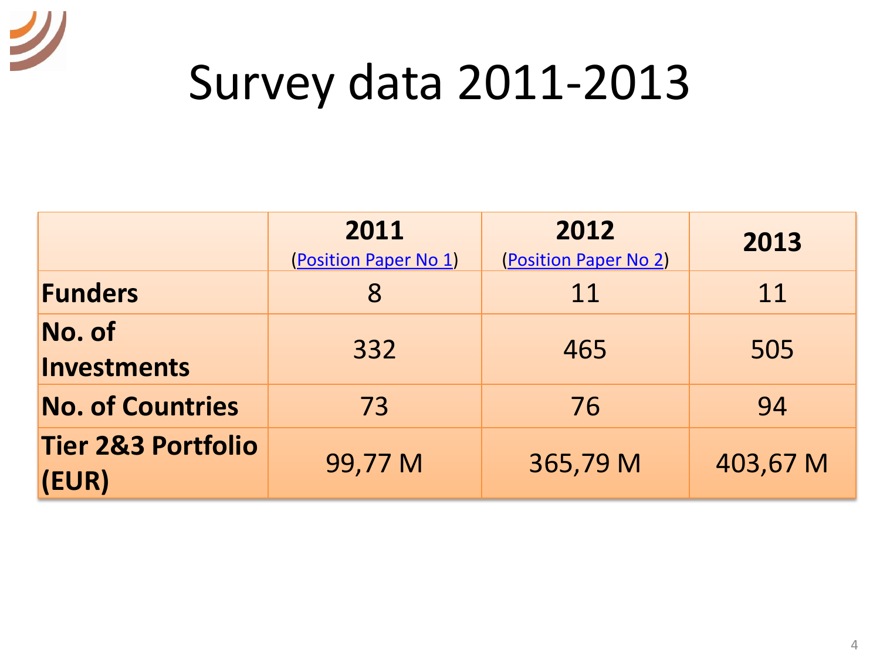# Survey data 2011-2013

| | **2011** (Position Paper No 1) | **2012** (Position Paper No 2) | **2013** |
|---|---|---|---|
| **Funders** | 8 | 11 | 11 |
| **No. of Investments** | 332 | 465 | 505 |
| **No. of Countries** | 73 | 76 | 94 |
| **Tier 2&3 Portfolio (EUR)** | 99,77 M | 365,79 M | 403,67 M |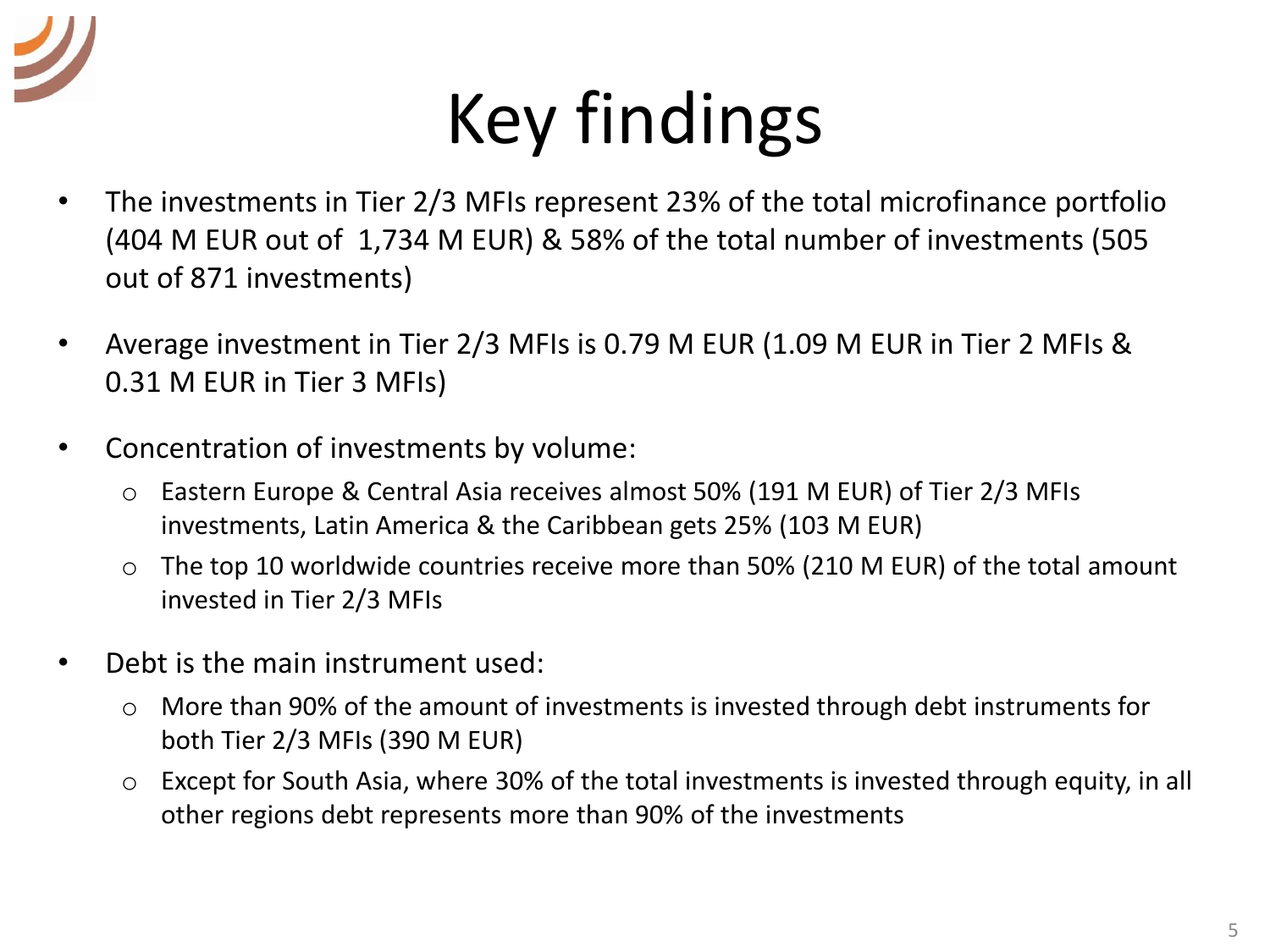# Key findings

- The investments in Tier 2/3 MFIs represent 23% of the total microfinance portfolio (404 M EUR out of 1,734 M EUR) & 58% of the total number of investments (505 out of 871 investments)
- Average investment in Tier 2/3 MFIs is 0.79 M EUR (1.09 M EUR in Tier 2 MFIs & 0.31 M EUR in Tier 3 MFIs)
- Concentration of investments by volume:
  - Eastern Europe & Central Asia receives almost 50% (191 M EUR) of Tier 2/3 MFIs investments, Latin America & the Caribbean gets 25% (103 M EUR)
  - The top 10 worldwide countries receive more than 50% (210 M EUR) of the total amount invested in Tier 2/3 MFIs
- Debt is the main instrument used:
  - More than 90% of the amount of investments is invested through debt instruments for both Tier 2/3 MFIs (390 M EUR)
  - Except for South Asia, where 30% of the total investments is invested through equity, in all other regions debt represents more than 90% of the investments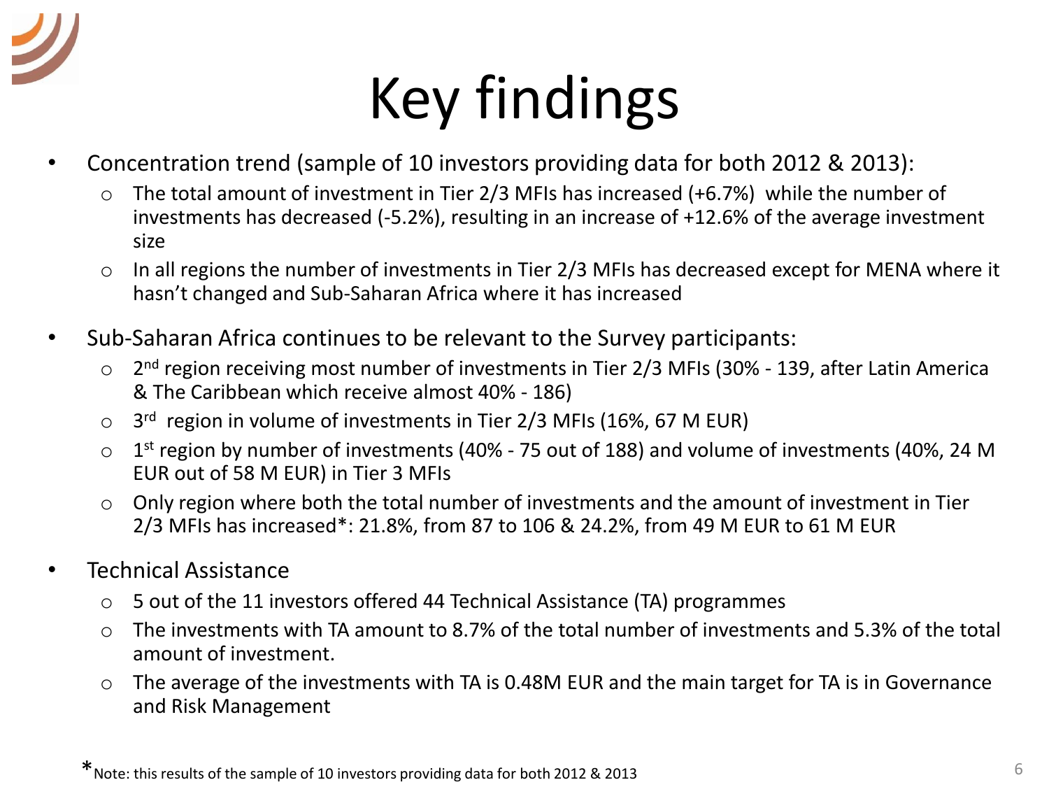# Key findings

- Concentration trend (sample of 10 investors providing data for both 2012 & 2013):
  - The total amount of investment in Tier 2/3 MFIs has increased (+6.7%) while the number of investments has decreased (-5.2%), resulting in an increase of +12.6% of the average investment size
  - In all regions the number of investments in Tier 2/3 MFIs has decreased except for MENA where it hasn't changed and Sub-Saharan Africa where it has increased
- Sub-Saharan Africa continues to be relevant to the Survey participants:
  - 2nd region receiving most number of investments in Tier 2/3 MFIs (30% - 139, after Latin America & The Caribbean which receive almost 40% - 186)
  - 3rd region in volume of investments in Tier 2/3 MFIs (16%, 67 M EUR)
  - 1st region by number of investments (40% - 75 out of 188) and volume of investments (40%, 24 M EUR out of 58 M EUR) in Tier 3 MFIs
  - Only region where both the total number of investments and the amount of investment in Tier 2/3 MFIs has increased*: 21.8%, from 87 to 106 & 24.2%, from 49 M EUR to 61 M EUR
- Technical Assistance
  - 5 out of the 11 investors offered 44 Technical Assistance (TA) programmes
  - The investments with TA amount to 8.7% of the total number of investments and 5.3% of the total amount of investment.
  - The average of the investments with TA is 0.48M EUR and the main target for TA is in Governance and Risk Management

*Note: this results of the sample of 10 investors providing data for both 2012 & 2013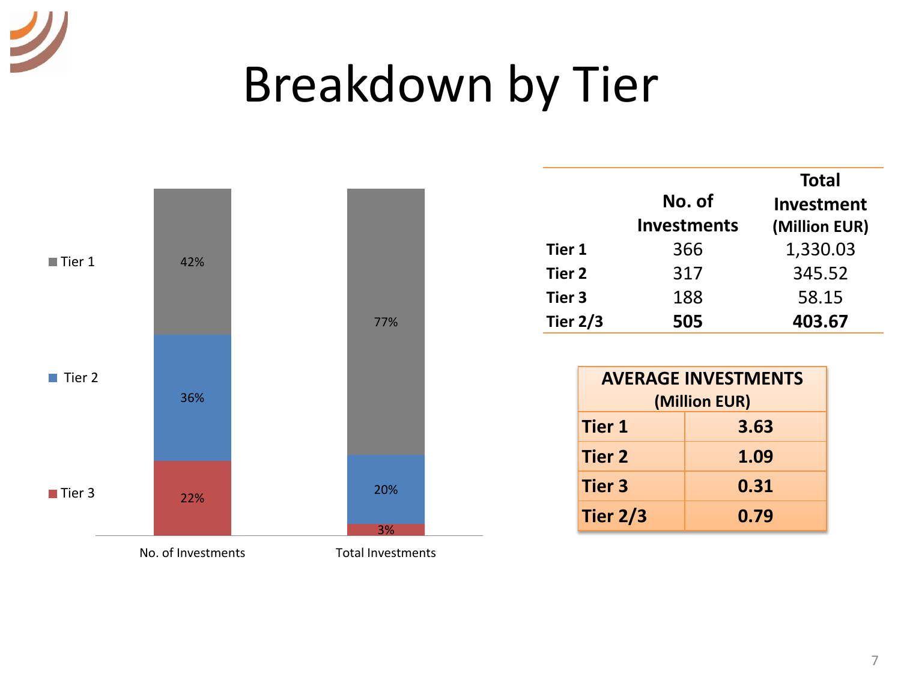# Breakdown by Tier

| | No. of Investments | Total Investments |
|---|---|---|
| Tier 1 | 42% | 77% |
| Tier 2 | 36% | 20% |
| Tier 3 | 22% | 3% |

| | No. of Investments | Total Investment (Million EUR) |
|---|---|---|
| **Tier 1** | 366 | 1,330.03 |
| **Tier 2** | 317 | 345.52 |
| **Tier 3** | 188 | 58.15 |
| **Tier 2/3** | **505** | **403.67** |

| AVERAGE INVESTMENTS (Million EUR) | |
|---|---|
| **Tier 1** | **3.63** |
| **Tier 2** | **1.09** |
| **Tier 3** | **0.31** |
| **Tier 2/3** | **0.79** |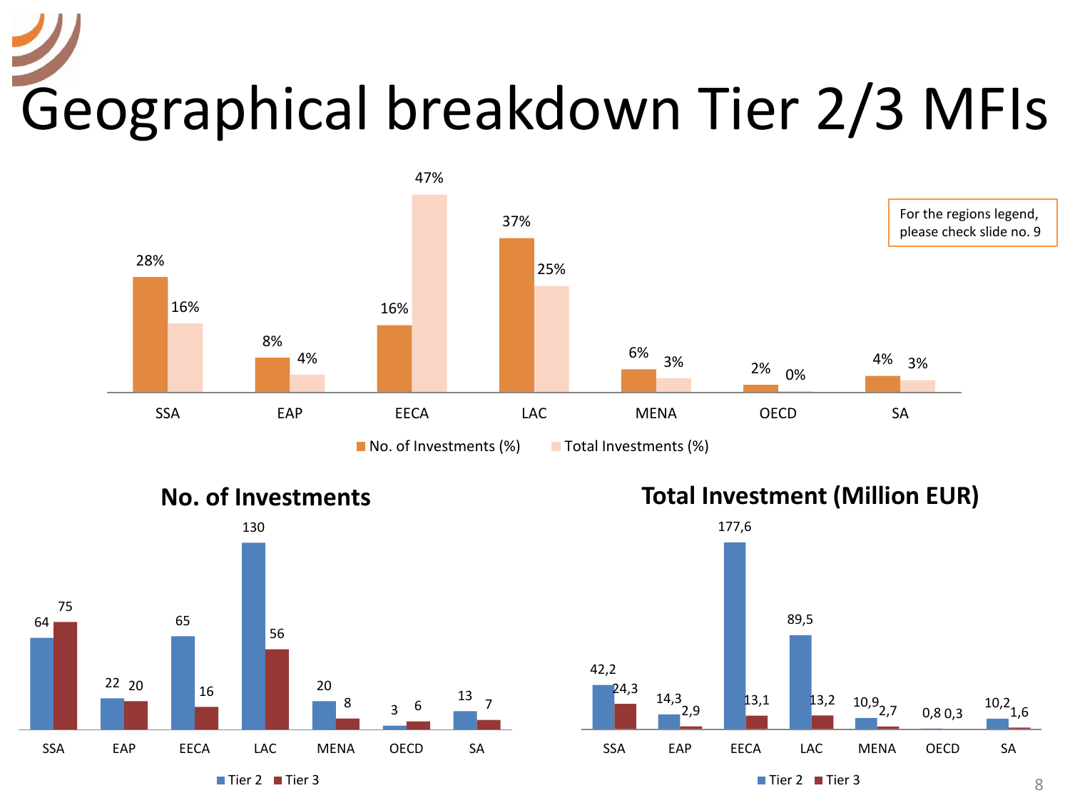# Geographical breakdown Tier 2/3 MFIs

For the regions legend, please check slide no. 9

| Region | No. of Investments (%) | Total Investments (%) |
|---|---|---|
| SSA | 28% | 16% |
| EAP | 8% | 4% |
| EECA | 16% | 47% |
| LAC | 37% | 25% |
| MENA | 6% | 3% |
| OECD | 2% | 0% |
| SA | 4% | 3% |

## No. of Investments

| Region | Tier 2 | Tier 3 |
|---|---|---|
| SSA | 64 | 75 |
| EAP | 22 | 20 |
| EECA | 65 | 16 |
| LAC | 130 | 56 |
| MENA | 20 | 8 |
| OECD | 3 | 6 |
| SA | 13 | 7 |

## Total Investment (Million EUR)

| Region | Tier 2 | Tier 3 |
|---|---|---|
| SSA | 42,2 | 24,3 |
| EAP | 14,3 | 2,9 |
| EECA | 177,6 | 13,1 |
| LAC | 89,5 | 13,2 |
| MENA | 10,9 | 2,7 |
| OECD | 0,8 | 0,3 |
| SA | 10,2 | 1,6 |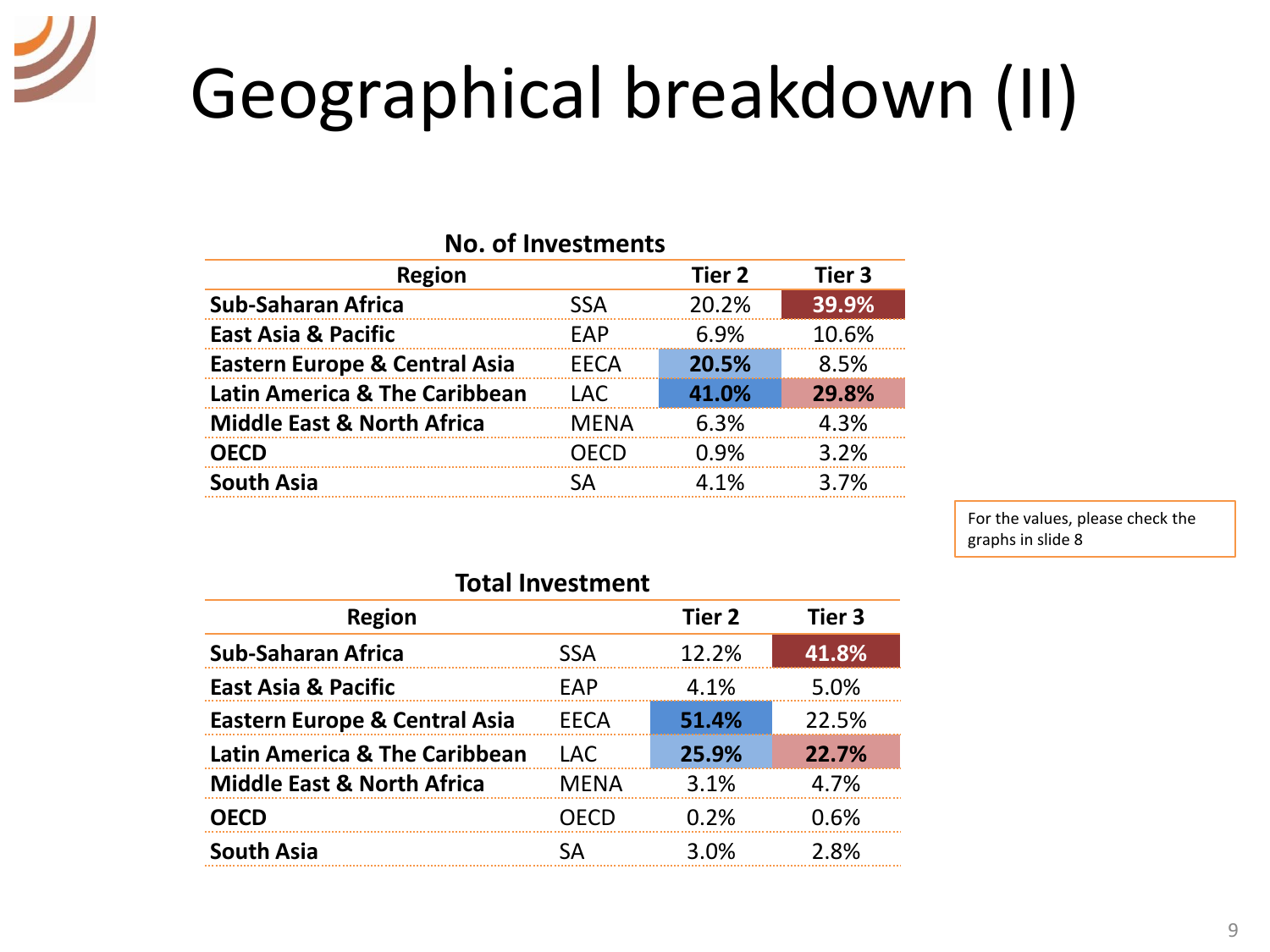# Geographical breakdown (II)

**No. of Investments**

| Region | | Tier 2 | Tier 3 |
|---|---|---|---|
| **Sub-Saharan Africa** | SSA | 20.2% | **39.9%** |
| **East Asia & Pacific** | EAP | 6.9% | 10.6% |
| **Eastern Europe & Central Asia** | EECA | **20.5%** | 8.5% |
| **Latin America & The Caribbean** | LAC | **41.0%** | **29.8%** |
| **Middle East & North Africa** | MENA | 6.3% | 4.3% |
| **OECD** | OECD | 0.9% | 3.2% |
| **South Asia** | SA | 4.1% | 3.7% |

For the values, please check the graphs in slide 8

**Total Investment**

| Region | | Tier 2 | Tier 3 |
|---|---|---|---|
| **Sub-Saharan Africa** | SSA | 12.2% | **41.8%** |
| **East Asia & Pacific** | EAP | 4.1% | 5.0% |
| **Eastern Europe & Central Asia** | EECA | **51.4%** | 22.5% |
| **Latin America & The Caribbean** | LAC | **25.9%** | **22.7%** |
| **Middle East & North Africa** | MENA | 3.1% | 4.7% |
| **OECD** | OECD | 0.2% | 0.6% |
| **South Asia** | SA | 3.0% | 2.8% |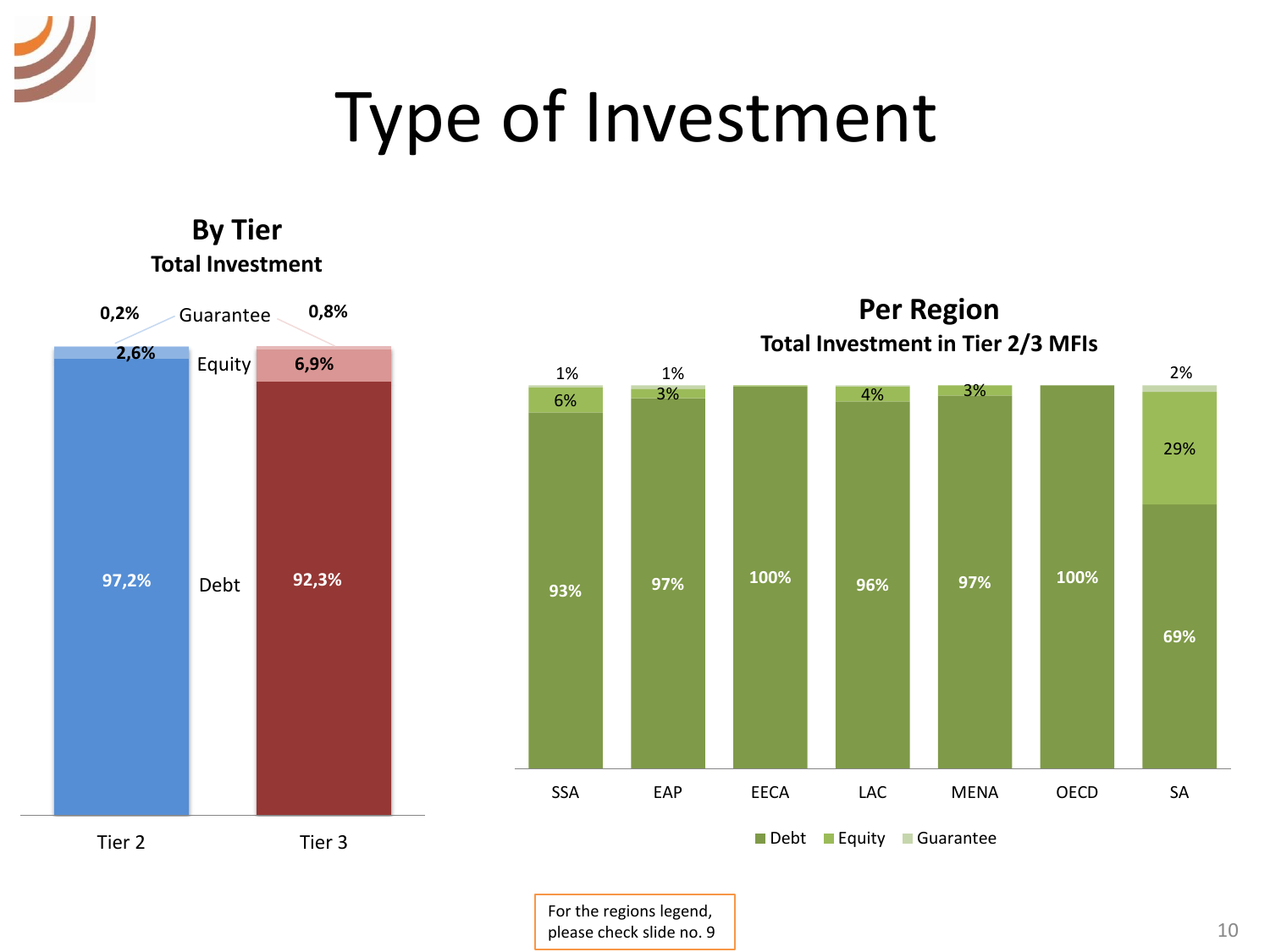# Type of Investment

## By Tier

### Total Investment

| | Tier 2 | Tier 3 |
|---|---|---|
| Guarantee | 0,2% | 0,8% |
| Equity | 2,6% | 6,9% |
| Debt | 97,2% | 92,3% |

## Per Region

### Total Investment in Tier 2/3 MFIs

| | SSA | EAP | EECA | LAC | MENA | OECD | SA |
|---|---|---|---|---|---|---|---|
| Debt | 93% | 97% | 100% | 96% | 97% | 100% | 69% |
| Equity | 6% | 3% | | 4% | 3% | | 29% |
| Guarantee | 1% | 1% | | | | | 2% |

For the regions legend, please check slide no. 9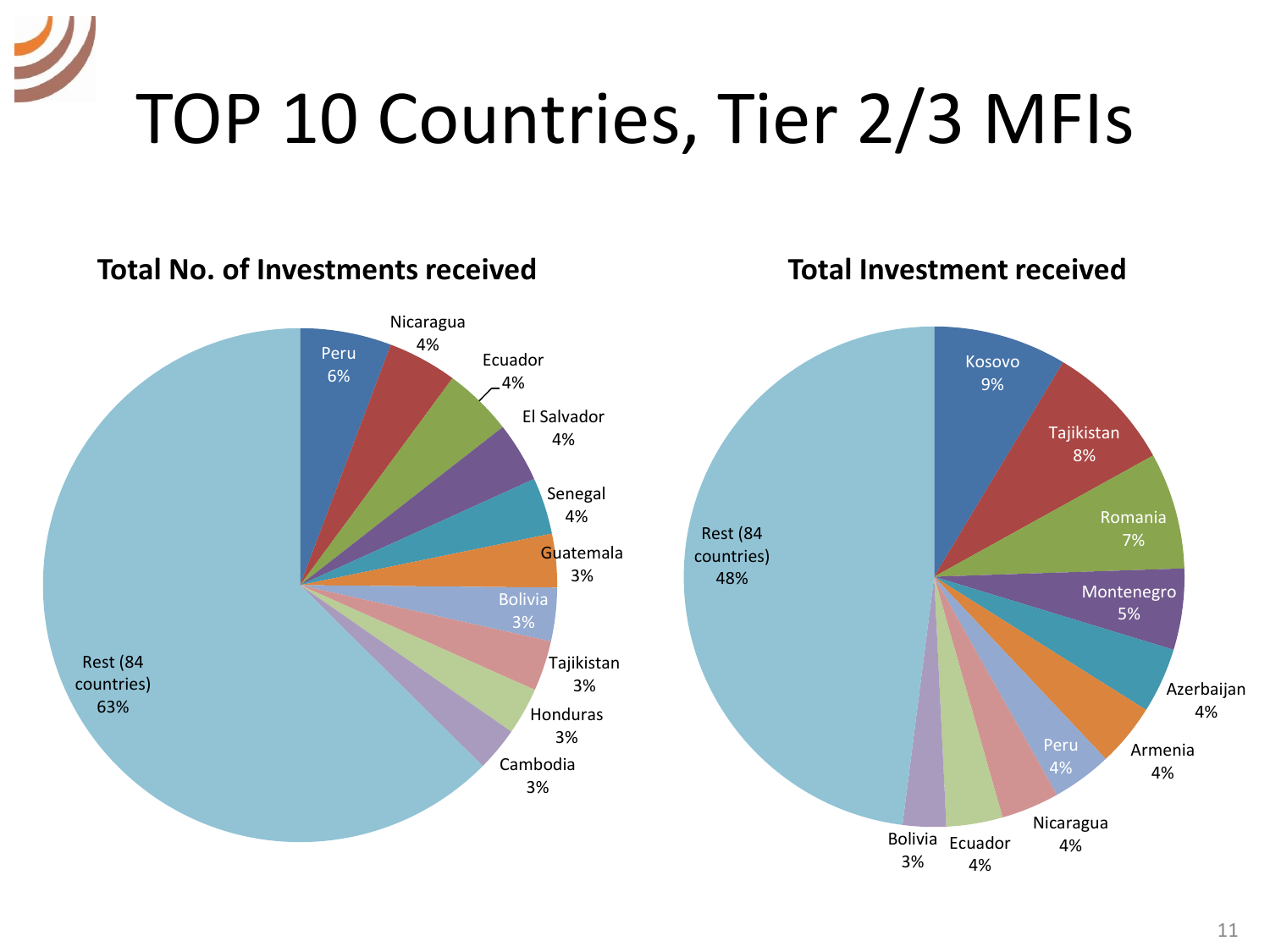# TOP 10 Countries, Tier 2/3 MFIs

### Total No. of Investments received

| Country | Share |
|---|---|
| Peru | 6% |
| Nicaragua | 4% |
| Ecuador | 4% |
| El Salvador | 4% |
| Senegal | 4% |
| Guatemala | 3% |
| Bolivia | 3% |
| Tajikistan | 3% |
| Honduras | 3% |
| Cambodia | 3% |
| Rest (84 countries) | 63% |

### Total Investment received

| Country | Share |
|---|---|
| Kosovo | 9% |
| Tajikistan | 8% |
| Romania | 7% |
| Montenegro | 5% |
| Azerbaijan | 4% |
| Armenia | 4% |
| Peru | 4% |
| Nicaragua | 4% |
| Ecuador | 4% |
| Bolivia | 3% |
| Rest (84 countries) | 48% |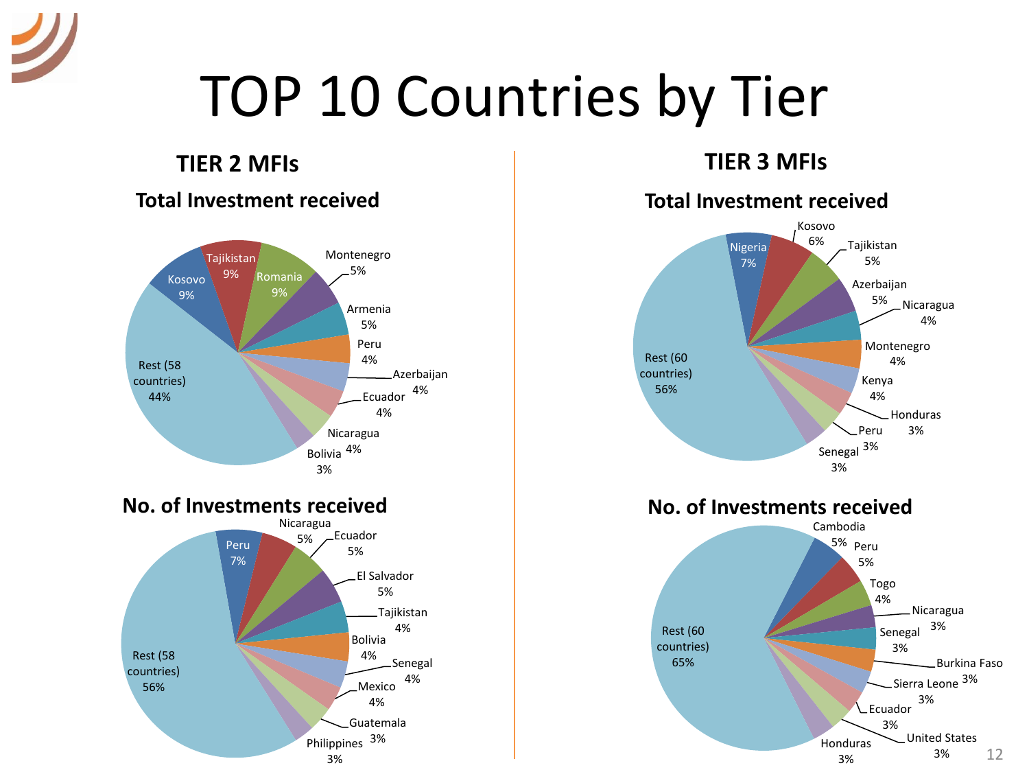# TOP 10 Countries by Tier

## TIER 2 MFIs

### Total Investment received

| Country | Share |
|---|---|
| Kosovo | 9% |
| Tajikistan | 9% |
| Romania | 9% |
| Montenegro | 5% |
| Armenia | 5% |
| Peru | 4% |
| Azerbaijan | 4% |
| Ecuador | 4% |
| Nicaragua | 4% |
| Bolivia | 3% |
| Rest (58 countries) | 44% |

### No. of Investments received

| Country | Share |
|---|---|
| Peru | 7% |
| Nicaragua | 5% |
| Ecuador | 5% |
| El Salvador | 5% |
| Tajikistan | 4% |
| Bolivia | 4% |
| Senegal | 4% |
| Mexico | 4% |
| Guatemala | 3% |
| Philippines | 3% |
| Rest (58 countries) | 56% |

## TIER 3 MFIs

### Total Investment received

| Country | Share |
|---|---|
| Nigeria | 7% |
| Kosovo | 6% |
| Tajikistan | 5% |
| Azerbaijan | 5% |
| Nicaragua | 4% |
| Montenegro | 4% |
| Kenya | 4% |
| Honduras | 3% |
| Peru | 3% |
| Senegal | 3% |
| Rest (60 countries) | 56% |

### No. of Investments received

| Country | Share |
|---|---|
| Cambodia | 5% |
| Peru | 5% |
| Togo | 4% |
| Nicaragua | 3% |
| Senegal | 3% |
| Burkina Faso | 3% |
| Sierra Leone | 3% |
| Ecuador | 3% |
| United States | 3% |
| Honduras | 3% |
| Rest (60 countries) | 65% |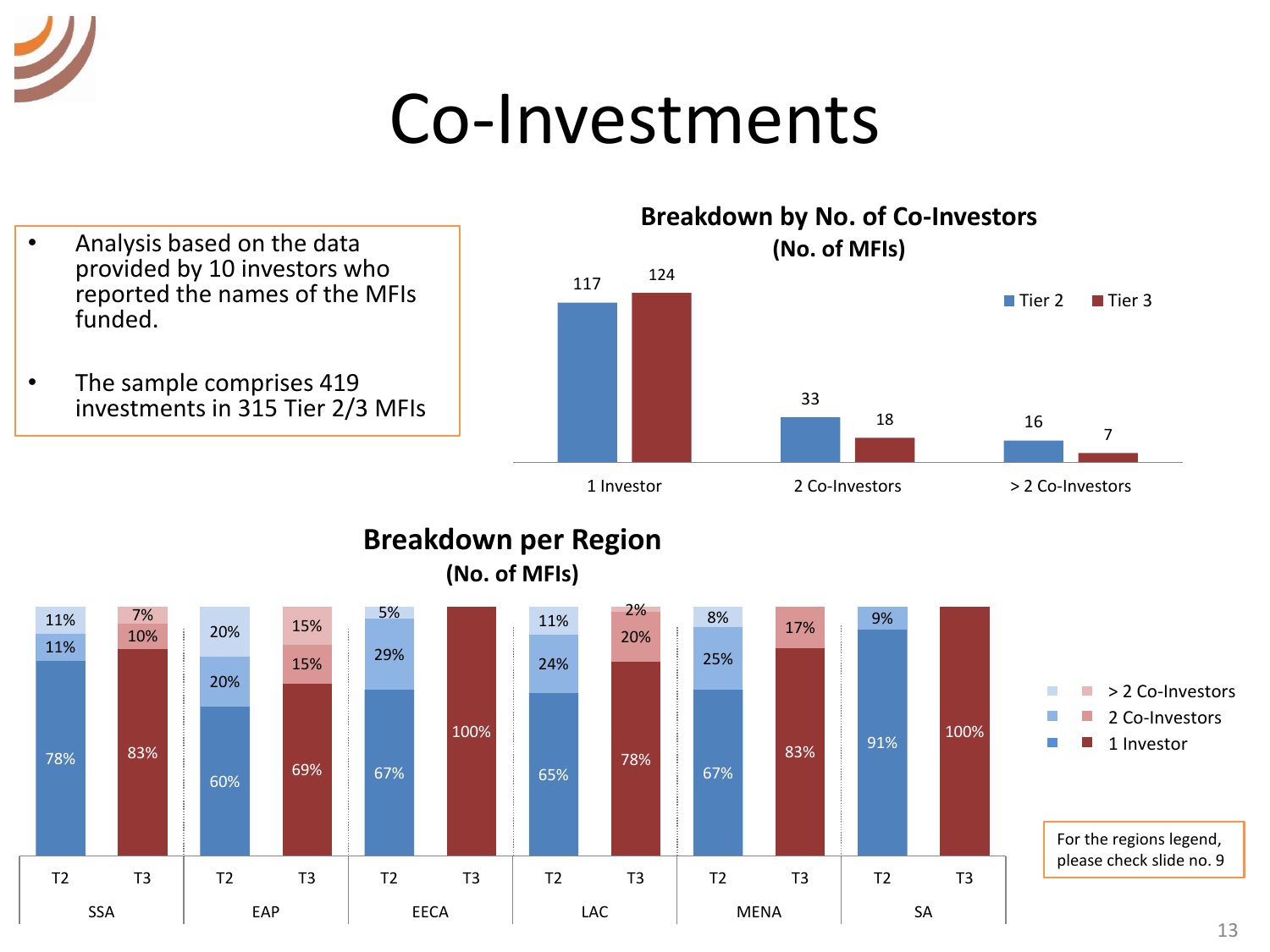# Co-Investments

- Analysis based on the data provided by 10 investors who reported the names of the MFIs funded.
- The sample comprises 419 investments in 315 Tier 2/3 MFIs

## Breakdown by No. of Co-Investors (No. of MFIs)

| | Tier 2 | Tier 3 |
|---|---|---|
| 1 Investor | 117 | 124 |
| 2 Co-Investors | 33 | 18 |
| > 2 Co-Investors | 16 | 7 |

## Breakdown per Region (No. of MFIs)

| Region | Tier | 1 Investor | 2 Co-Investors | > 2 Co-Investors |
|---|---|---|---|---|
| SSA | T2 | 78% | 11% | 11% |
| SSA | T3 | 83% | 10% | 7% |
| EAP | T2 | 60% | 20% | 20% |
| EAP | T3 | 69% | 15% | 15% |
| EECA | T2 | 67% | 29% | 5% |
| EECA | T3 | 100% | | |
| LAC | T2 | 65% | 24% | 11% |
| LAC | T3 | 78% | 20% | 2% |
| MENA | T2 | 67% | 25% | 8% |
| MENA | T3 | 83% | 17% | |
| SA | T2 | 91% | 9% | |
| SA | T3 | 100% | | |

For the regions legend, please check slide no. 9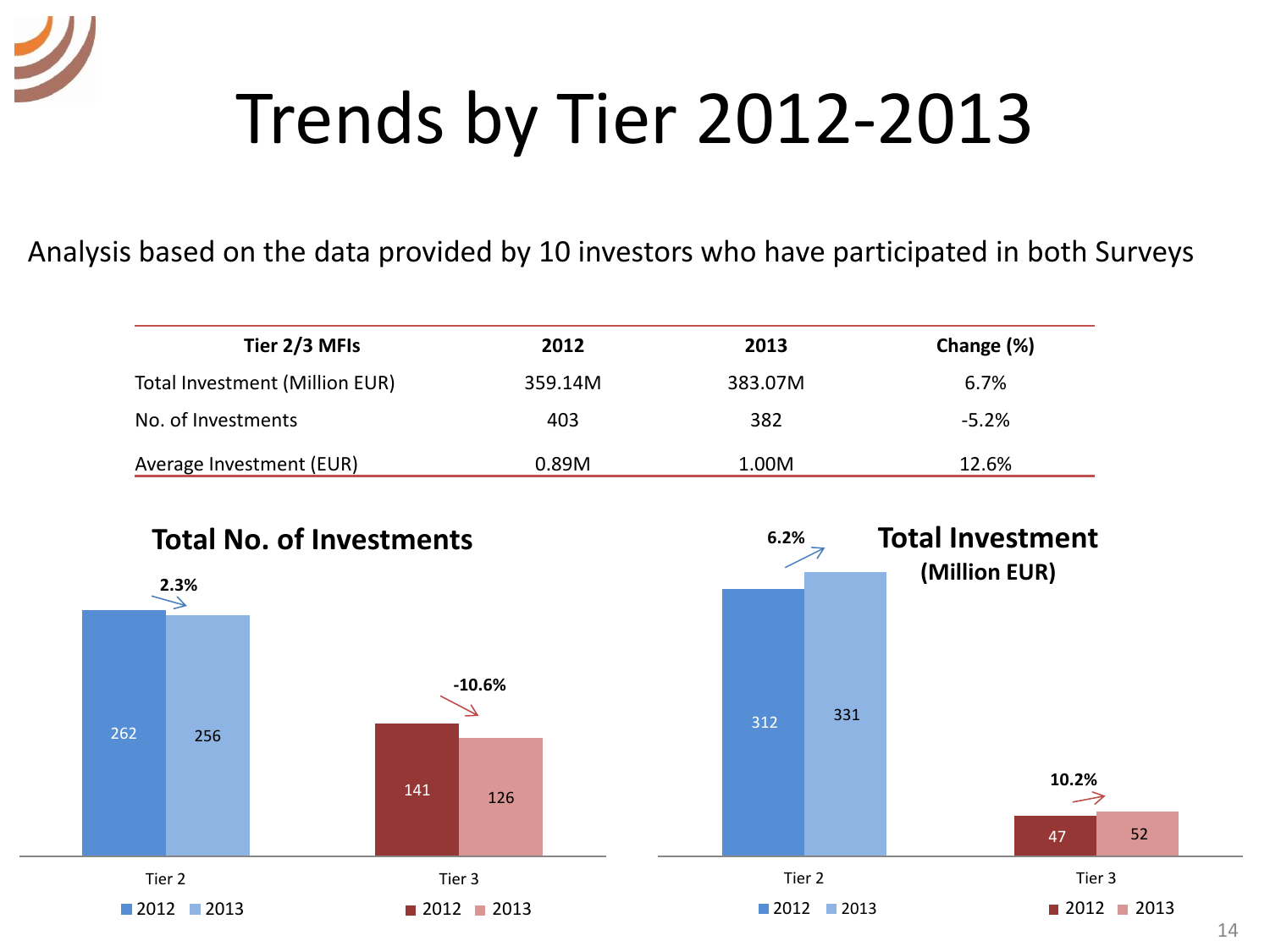# Trends by Tier 2012-2013

Analysis based on the data provided by 10 investors who have participated in both Surveys

| Tier 2/3 MFIs | 2012 | 2013 | Change (%) |
|---|---|---|---|
| Total Investment (Million EUR) | 359.14M | 383.07M | 6.7% |
| No. of Investments | 403 | 382 | -5.2% |
| Average Investment (EUR) | 0.89M | 1.00M | 12.6% |

**Total No. of Investments**

| | 2012 | 2013 | Change |
|---|---|---|---|
| Tier 2 | 262 | 256 | 2.3% |
| Tier 3 | 141 | 126 | -10.6% |

**Total Investment (Million EUR)**

| | 2012 | 2013 | Change |
|---|---|---|---|
| Tier 2 | 312 | 331 | 6.2% |
| Tier 3 | 47 | 52 | 10.2% |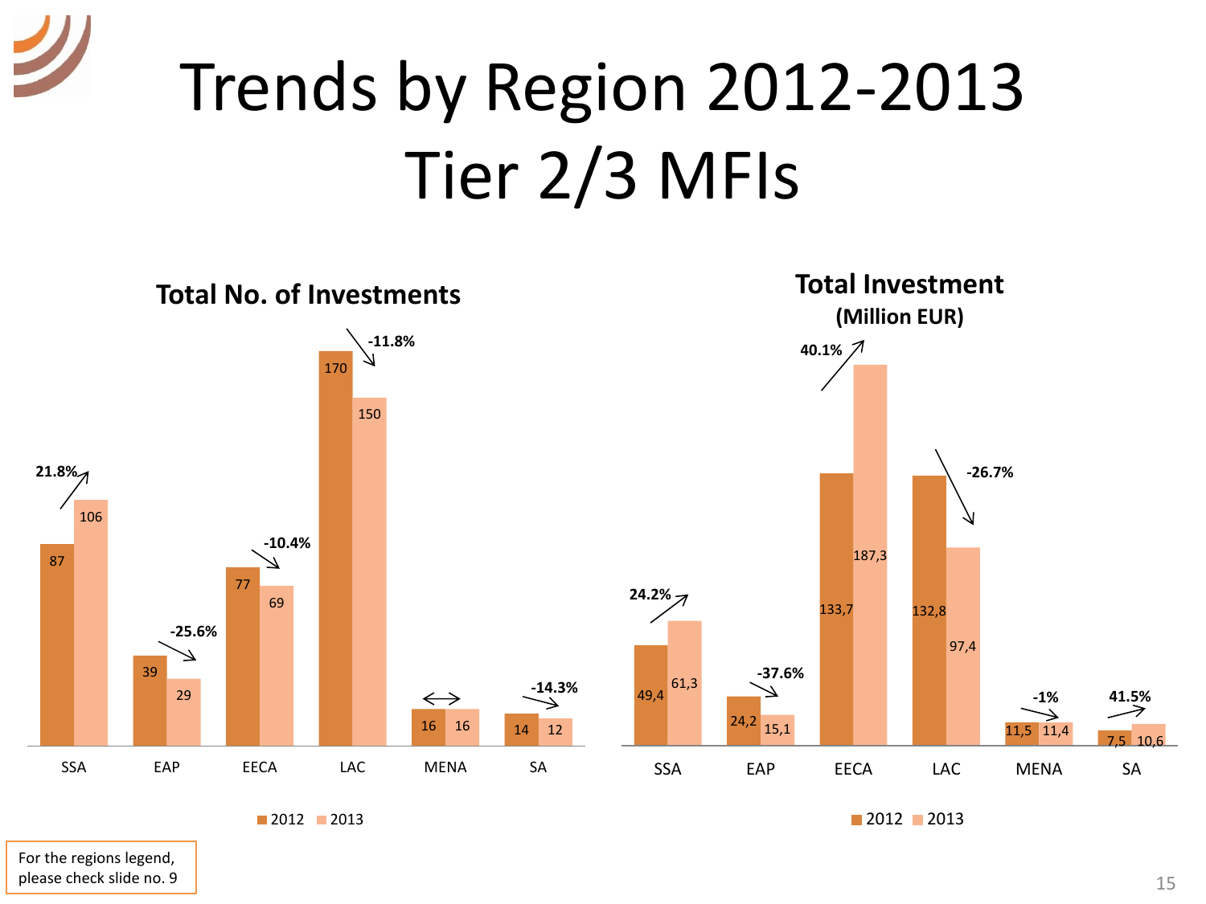# Trends by Region 2012-2013 Tier 2/3 MFIs

## Total No. of Investments

| Region | 2012 | 2013 | Change |
|---|---|---|---|
| SSA | 87 | 106 | 21.8% |
| EAP | 39 | 29 | -25.6% |
| EECA | 77 | 69 | -10.4% |
| LAC | 170 | 150 | -11.8% |
| MENA | 16 | 16 | ↔ |
| SA | 14 | 12 | -14.3% |

## Total Investment (Million EUR)

| Region | 2012 | 2013 | Change |
|---|---|---|---|
| SSA | 49,4 | 61,3 | 24.2% |
| EAP | 24,2 | 15,1 | -37.6% |
| EECA | 133,7 | 187,3 | 40.1% |
| LAC | 132,8 | 97,4 | -26.7% |
| MENA | 11,5 | 11,4 | -1% |
| SA | 7,5 | 10,6 | 41.5% |

For the regions legend, please check slide no. 9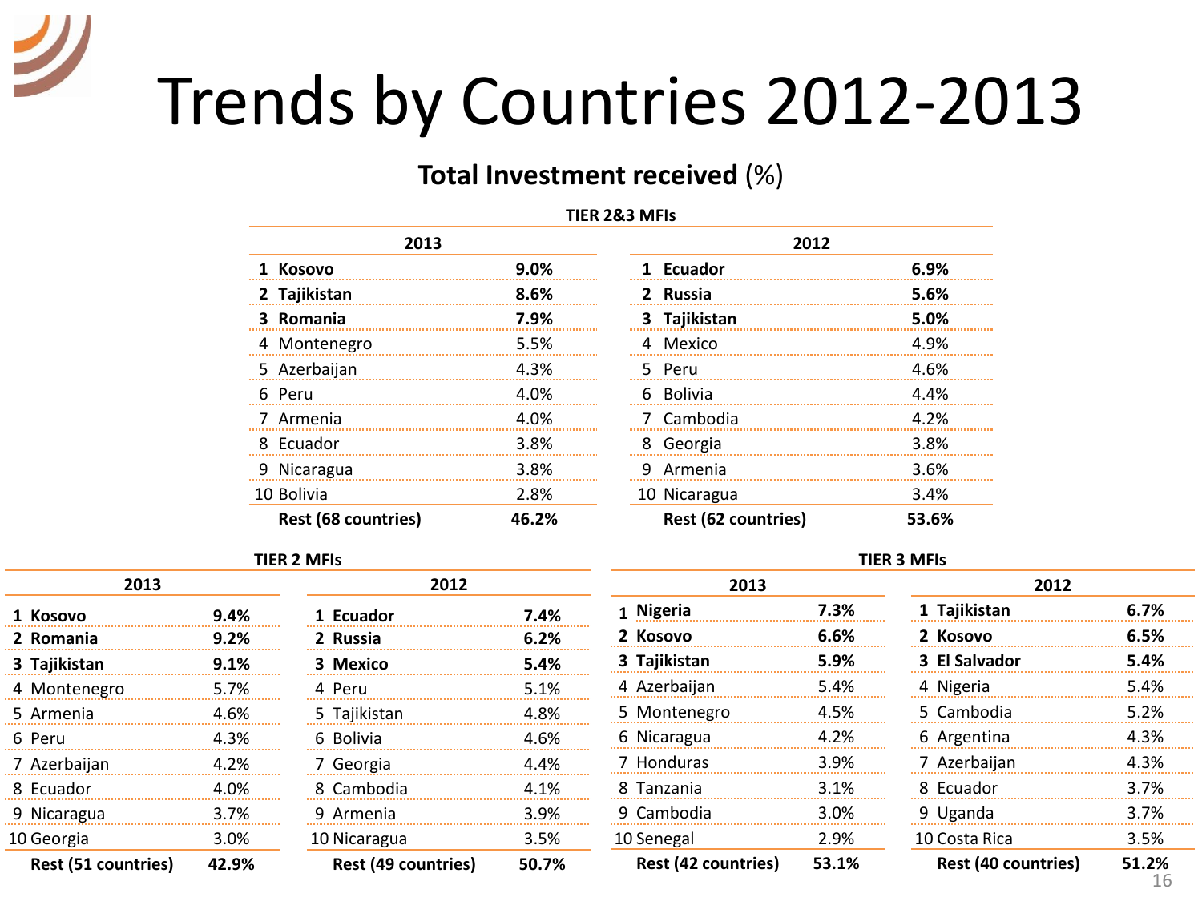# Trends by Countries 2012-2013

## **Total Investment received** (%)

### TIER 2&3 MFIs

| 2013 | | 2012 | |
|---|---|---|---|
| **1 Kosovo** | **9.0%** | **1 Ecuador** | **6.9%** |
| **2 Tajikistan** | **8.6%** | **2 Russia** | **5.6%** |
| **3 Romania** | **7.9%** | **3 Tajikistan** | **5.0%** |
| 4 Montenegro | 5.5% | 4 Mexico | 4.9% |
| 5 Azerbaijan | 4.3% | 5 Peru | 4.6% |
| 6 Peru | 4.0% | 6 Bolivia | 4.4% |
| 7 Armenia | 4.0% | 7 Cambodia | 4.2% |
| 8 Ecuador | 3.8% | 8 Georgia | 3.8% |
| 9 Nicaragua | 3.8% | 9 Armenia | 3.6% |
| 10 Bolivia | 2.8% | 10 Nicaragua | 3.4% |
| **Rest (68 countries)** | **46.2%** | **Rest (62 countries)** | **53.6%** |

### TIER 2 MFIs

| 2013 | | 2012 | |
|---|---|---|---|
| **1 Kosovo** | **9.4%** | **1 Ecuador** | **7.4%** |
| **2 Romania** | **9.2%** | **2 Russia** | **6.2%** |
| **3 Tajikistan** | **9.1%** | **3 Mexico** | **5.4%** |
| 4 Montenegro | 5.7% | 4 Peru | 5.1% |
| 5 Armenia | 4.6% | 5 Tajikistan | 4.8% |
| 6 Peru | 4.3% | 6 Bolivia | 4.6% |
| 7 Azerbaijan | 4.2% | 7 Georgia | 4.4% |
| 8 Ecuador | 4.0% | 8 Cambodia | 4.1% |
| 9 Nicaragua | 3.7% | 9 Armenia | 3.9% |
| 10 Georgia | 3.0% | 10 Nicaragua | 3.5% |
| **Rest (51 countries)** | **42.9%** | **Rest (49 countries)** | **50.7%** |

### TIER 3 MFIs

| 2013 | | 2012 | |
|---|---|---|---|
| **1 Nigeria** | **7.3%** | **1 Tajikistan** | **6.7%** |
| **2 Kosovo** | **6.6%** | **2 Kosovo** | **6.5%** |
| **3 Tajikistan** | **5.9%** | **3 El Salvador** | **5.4%** |
| 4 Azerbaijan | 5.4% | 4 Nigeria | 5.4% |
| 5 Montenegro | 4.5% | 5 Cambodia | 5.2% |
| 6 Nicaragua | 4.2% | 6 Argentina | 4.3% |
| 7 Honduras | 3.9% | 7 Azerbaijan | 4.3% |
| 8 Tanzania | 3.1% | 8 Ecuador | 3.7% |
| 9 Cambodia | 3.0% | 9 Uganda | 3.7% |
| 10 Senegal | 2.9% | 10 Costa Rica | 3.5% |
| **Rest (42 countries)** | **53.1%** | **Rest (40 countries)** | **51.2%** |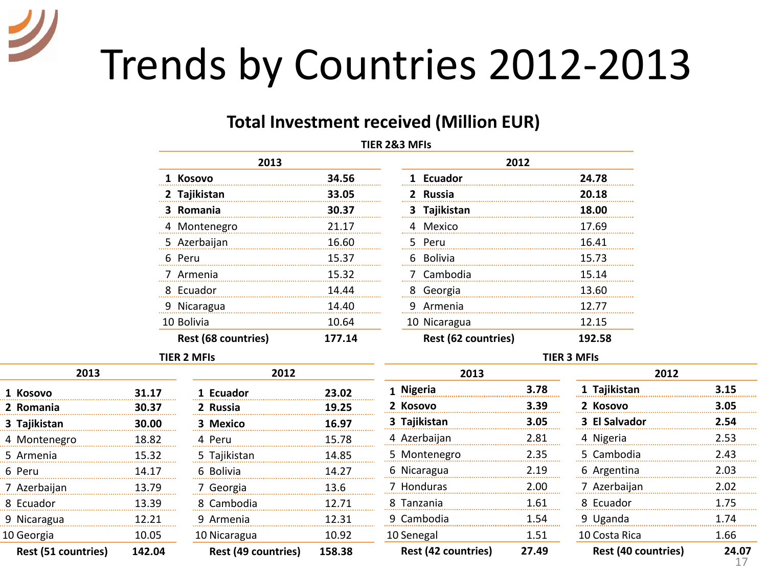# Trends by Countries 2012-2013

## Total Investment received (Million EUR)

### TIER 2&3 MFIs

| 2013 | | | 2012 | | |
|---|---|---|---|---|---|
| **1** | **Kosovo** | **34.56** | **1** | **Ecuador** | **24.78** |
| **2** | **Tajikistan** | **33.05** | **2** | **Russia** | **20.18** |
| **3** | **Romania** | **30.37** | **3** | **Tajikistan** | **18.00** |
| 4 | Montenegro | 21.17 | 4 | Mexico | 17.69 |
| 5 | Azerbaijan | 16.60 | 5 | Peru | 16.41 |
| 6 | Peru | 15.37 | 6 | Bolivia | 15.73 |
| 7 | Armenia | 15.32 | 7 | Cambodia | 15.14 |
| 8 | Ecuador | 14.44 | 8 | Georgia | 13.60 |
| 9 | Nicaragua | 14.40 | 9 | Armenia | 12.77 |
| 10 | Bolivia | 10.64 | 10 | Nicaragua | 12.15 |
| | **Rest (68 countries)** | **177.14** | | **Rest (62 countries)** | **192.58** |

### TIER 2 MFIs

| 2013 | | | 2012 | | |
|---|---|---|---|---|---|
| **1** | **Kosovo** | **31.17** | **1** | **Ecuador** | **23.02** |
| **2** | **Romania** | **30.37** | **2** | **Russia** | **19.25** |
| **3** | **Tajikistan** | **30.00** | **3** | **Mexico** | **16.97** |
| 4 | Montenegro | 18.82 | 4 | Peru | 15.78 |
| 5 | Armenia | 15.32 | 5 | Tajikistan | 14.85 |
| 6 | Peru | 14.17 | 6 | Bolivia | 14.27 |
| 7 | Azerbaijan | 13.79 | 7 | Georgia | 13.6 |
| 8 | Ecuador | 13.39 | 8 | Cambodia | 12.71 |
| 9 | Nicaragua | 12.21 | 9 | Armenia | 12.31 |
| 10 | Georgia | 10.05 | 10 | Nicaragua | 10.92 |
| | **Rest (51 countries)** | **142.04** | | **Rest (49 countries)** | **158.38** |

### TIER 3 MFIs

| 2013 | | | 2012 | | |
|---|---|---|---|---|---|
| **1** | **Nigeria** | **3.78** | **1** | **Tajikistan** | **3.15** |
| **2** | **Kosovo** | **3.39** | **2** | **Kosovo** | **3.05** |
| **3** | **Tajikistan** | **3.05** | **3** | **El Salvador** | **2.54** |
| 4 | Azerbaijan | 2.81 | 4 | Nigeria | 2.53 |
| 5 | Montenegro | 2.35 | 5 | Cambodia | 2.43 |
| 6 | Nicaragua | 2.19 | 6 | Argentina | 2.03 |
| 7 | Honduras | 2.00 | 7 | Azerbaijan | 2.02 |
| 8 | Tanzania | 1.61 | 8 | Ecuador | 1.75 |
| 9 | Cambodia | 1.54 | 9 | Uganda | 1.74 |
| 10 | Senegal | 1.51 | 10 | Costa Rica | 1.66 |
| | **Rest (42 countries)** | **27.49** | | **Rest (40 countries)** | **24.07** |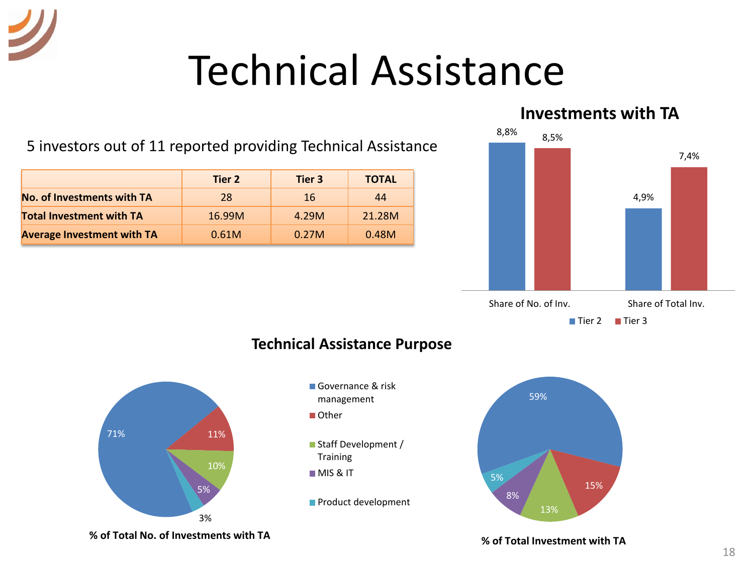# Technical Assistance

5 investors out of 11 reported providing Technical Assistance

| | Tier 2 | Tier 3 | TOTAL |
|---|---|---|---|
| **No. of Investments with TA** | 28 | 16 | 44 |
| **Total Investment with TA** | 16.99M | 4.29M | 21.28M |
| **Average Investment with TA** | 0.61M | 0.27M | 0.48M |

**Investments with TA**

| | Tier 2 | Tier 3 |
|---|---|---|
| Share of No. of Inv. | 8,8% | 8,5% |
| Share of Total Inv. | 4,9% | 7,4% |

**Technical Assistance Purpose**

| Purpose | % of Total No. of Investments with TA | % of Total Investment with TA |
|---|---|---|
| Governance & risk management | 71% | 59% |
| Other | 11% | 15% |
| Staff Development / Training | 10% | 13% |
| MIS & IT | 5% | 8% |
| Product development | 3% | 5% |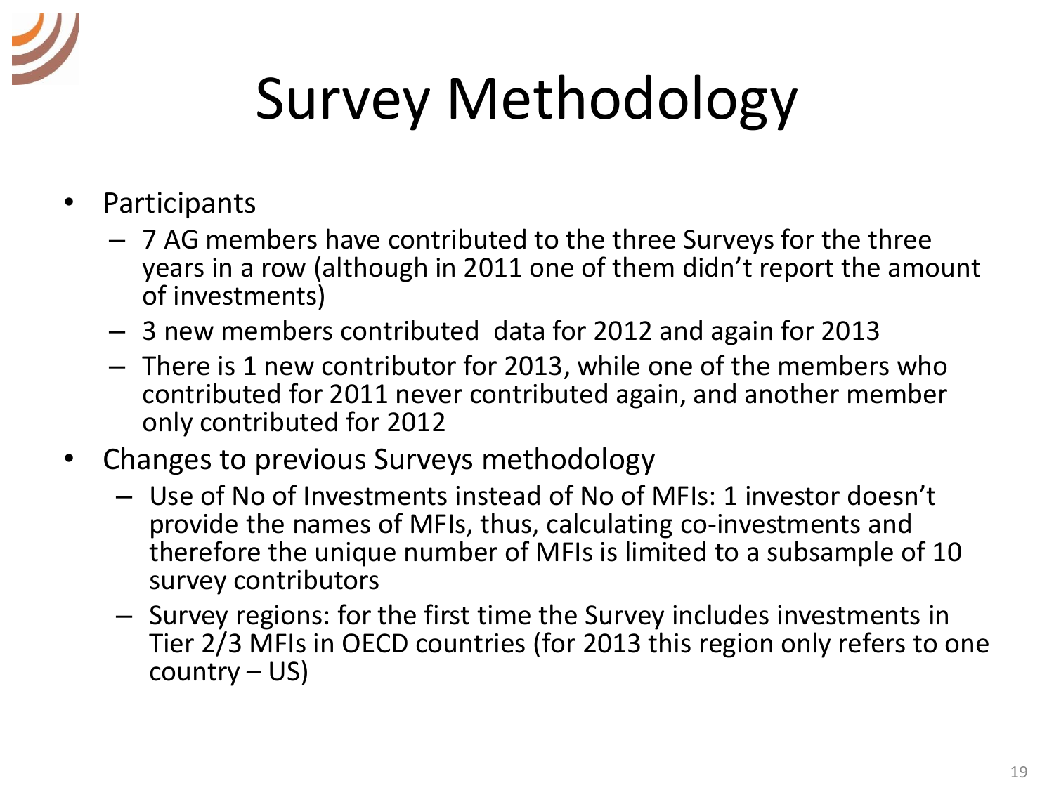# Survey Methodology

- Participants
  - 7 AG members have contributed to the three Surveys for the three years in a row (although in 2011 one of them didn't report the amount of investments)
  - 3 new members contributed data for 2012 and again for 2013
  - There is 1 new contributor for 2013, while one of the members who contributed for 2011 never contributed again, and another member only contributed for 2012
- Changes to previous Surveys methodology
  - Use of No of Investments instead of No of MFIs: 1 investor doesn't provide the names of MFIs, thus, calculating co-investments and therefore the unique number of MFIs is limited to a subsample of 10 survey contributors
  - Survey regions: for the first time the Survey includes investments in Tier 2/3 MFIs in OECD countries (for 2013 this region only refers to one country – US)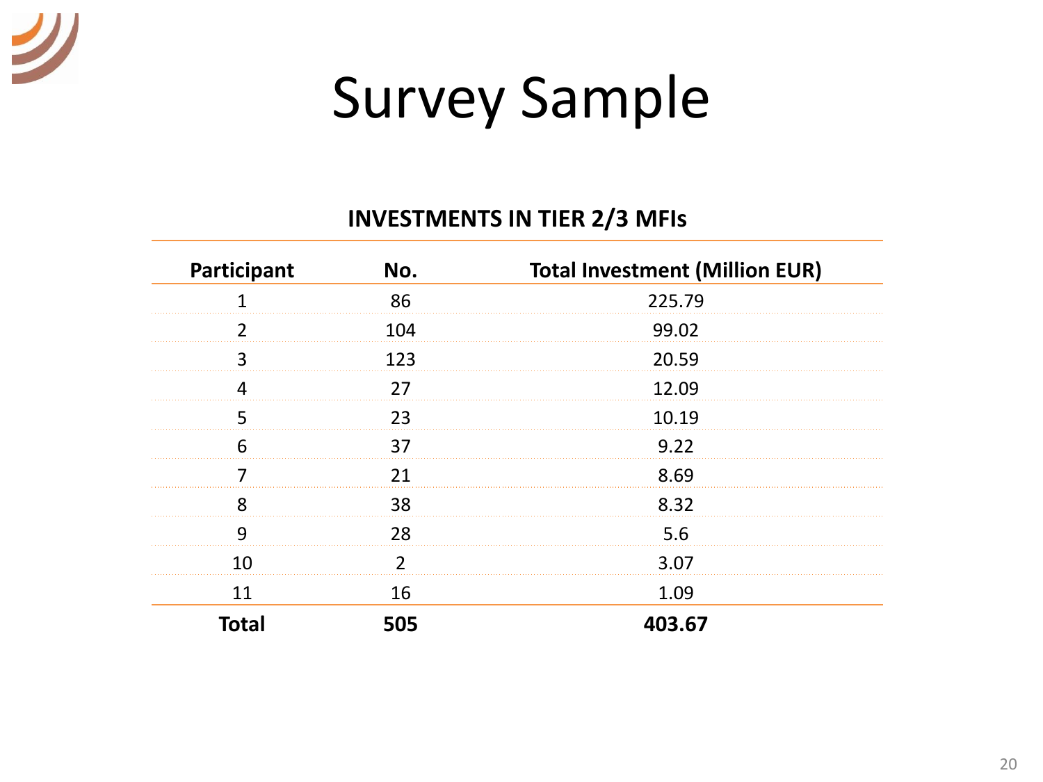# Survey Sample

**INVESTMENTS IN TIER 2/3 MFIs**

| Participant | No. | Total Investment (Million EUR) |
|---|---|---|
| 1 | 86 | 225.79 |
| 2 | 104 | 99.02 |
| 3 | 123 | 20.59 |
| 4 | 27 | 12.09 |
| 5 | 23 | 10.19 |
| 6 | 37 | 9.22 |
| 7 | 21 | 8.69 |
| 8 | 38 | 8.32 |
| 9 | 28 | 5.6 |
| 10 | 2 | 3.07 |
| 11 | 16 | 1.09 |
| **Total** | **505** | **403.67** |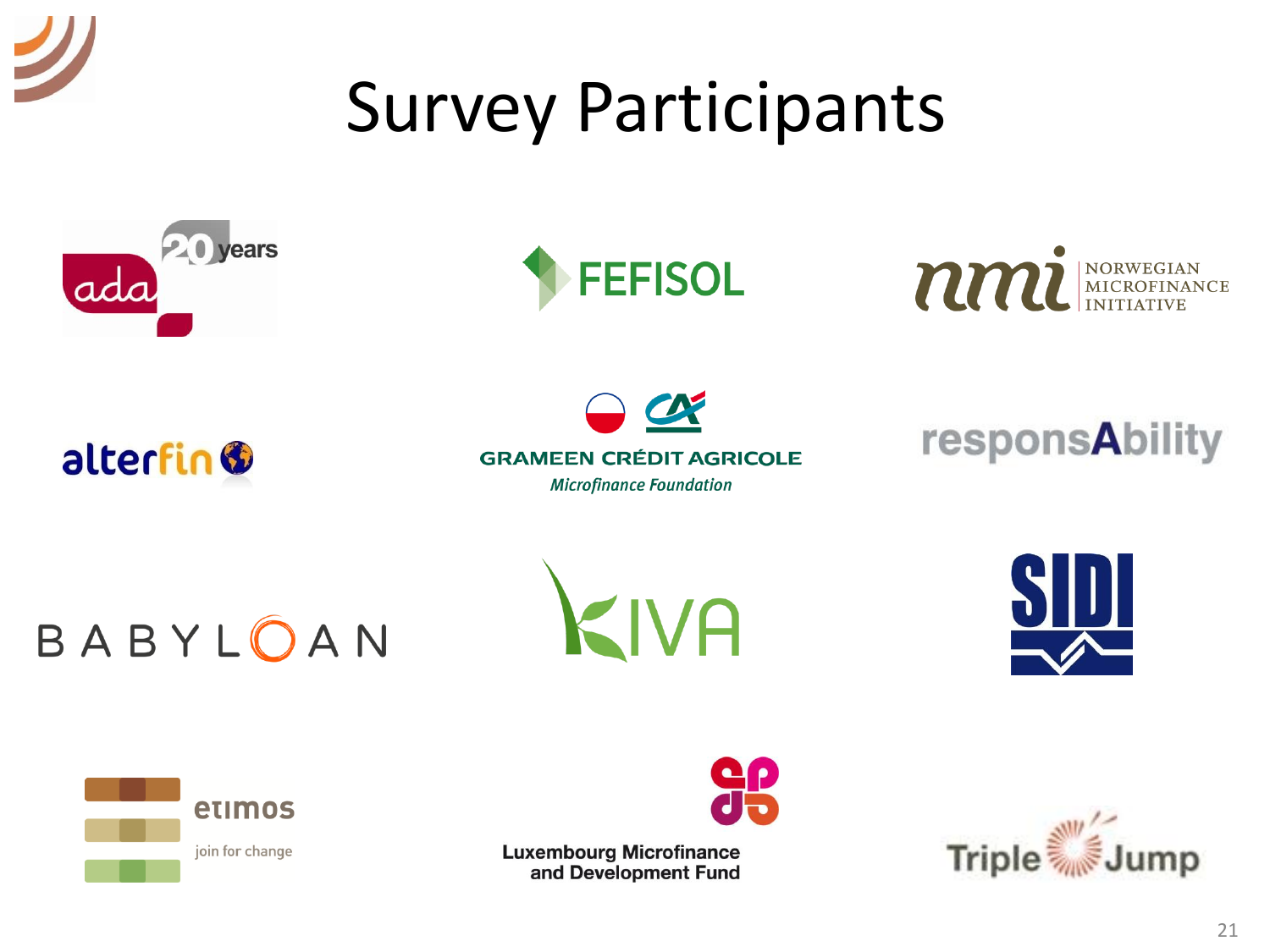# Survey Participants

ada 20 years

FEFISOL

nmi NORWEGIAN MICROFINANCE INITIATIVE

alterfin

GRAMEEN CRÉDIT AGRICOLE *Microfinance Foundation*

responsAbility

BABYLOAN

KIVA

SIDI

etimos join for change

Luxembourg Microfinance and Development Fund

Triple Jump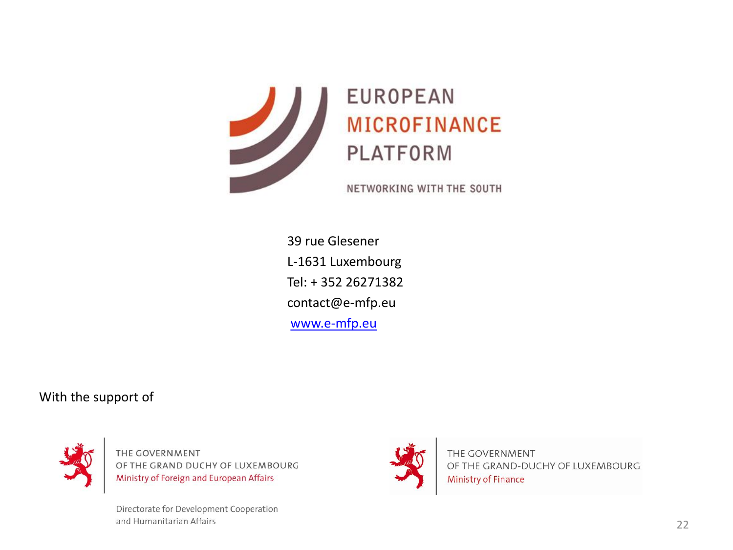EUROPEAN
MICROFINANCE
PLATFORM

NETWORKING WITH THE SOUTH

39 rue Glesener
L-1631 Luxembourg
Tel: + 352 26271382
contact@e-mfp.eu
www.e-mfp.eu

With the support of

THE GOVERNMENT
OF THE GRAND DUCHY OF LUXEMBOURG
Ministry of Foreign and European Affairs

Directorate for Development Cooperation
and Humanitarian Affairs

THE GOVERNMENT
OF THE GRAND-DUCHY OF LUXEMBOURG
Ministry of Finance